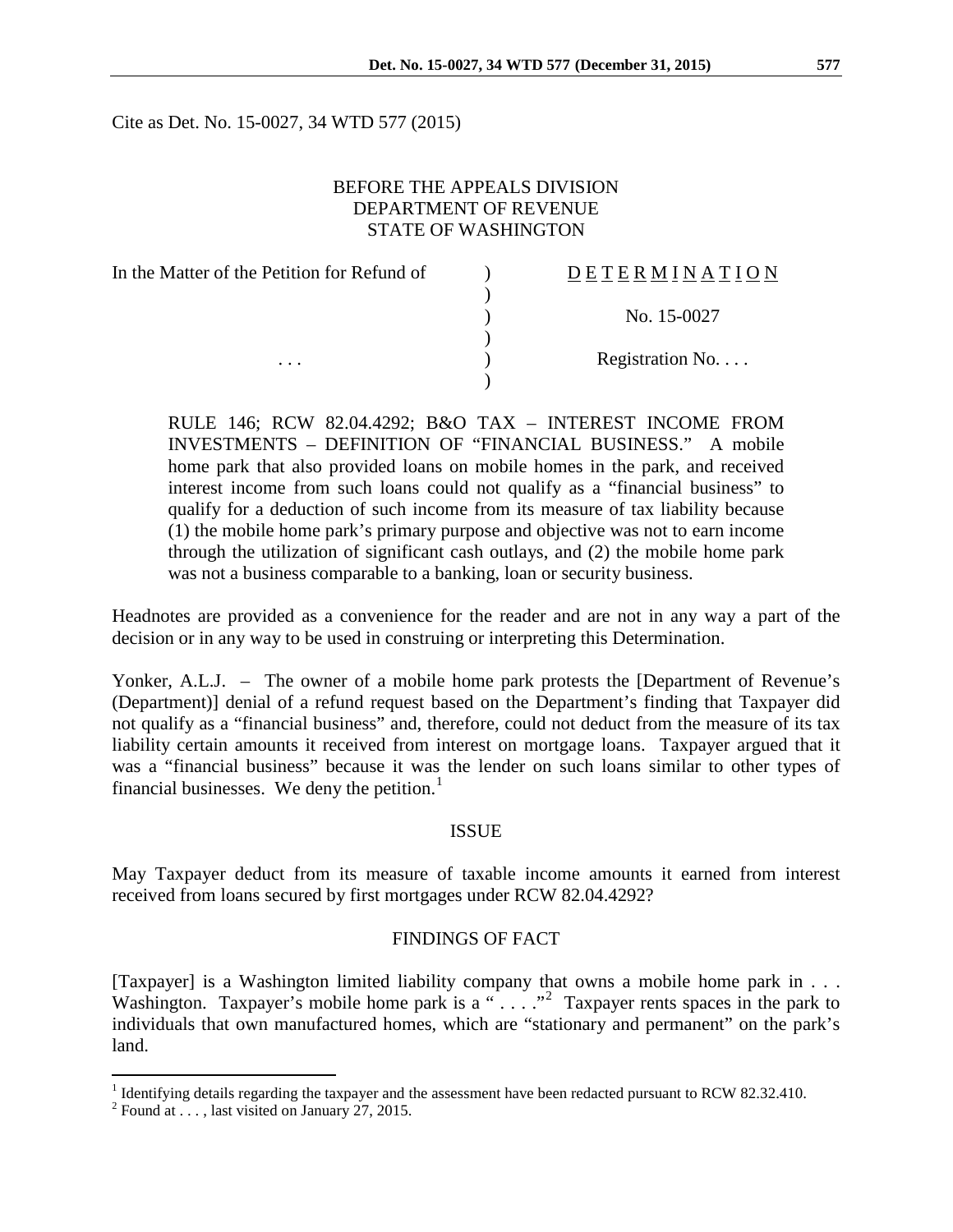Cite as Det. No. 15-0027, 34 WTD 577 (2015)

BEFORE THE APPEALS DIVISION
DEPARTMENT OF REVENUE
STATE OF WASHINGTON

| | | |
|---|---|---|
| In the Matter of the Petition for Refund of | ) | D E T E R M I N A T I O N |
| | ) | |
| | ) | No. 15-0027 |
| | ) | |
| . . . | ) | Registration No. . . . |
| | ) | |

RULE 146; RCW 82.04.4292; B&O TAX – INTEREST INCOME FROM INVESTMENTS – DEFINITION OF "FINANCIAL BUSINESS." A mobile home park that also provided loans on mobile homes in the park, and received interest income from such loans could not qualify as a "financial business" to qualify for a deduction of such income from its measure of tax liability because (1) the mobile home park's primary purpose and objective was not to earn income through the utilization of significant cash outlays, and (2) the mobile home park was not a business comparable to a banking, loan or security business.

Headnotes are provided as a convenience for the reader and are not in any way a part of the decision or in any way to be used in construing or interpreting this Determination.

Yonker, A.L.J. – The owner of a mobile home park protests the [Department of Revenue's (Department)] denial of a refund request based on the Department's finding that Taxpayer did not qualify as a "financial business" and, therefore, could not deduct from the measure of its tax liability certain amounts it received from interest on mortgage loans. Taxpayer argued that it was a "financial business" because it was the lender on such loans similar to other types of financial businesses. We deny the petition.[1]

## ISSUE

May Taxpayer deduct from its measure of taxable income amounts it earned from interest received from loans secured by first mortgages under RCW 82.04.4292?

## FINDINGS OF FACT

[Taxpayer] is a Washington limited liability company that owns a mobile home park in . . . Washington. Taxpayer's mobile home park is a " . . . ."[2] Taxpayer rents spaces in the park to individuals that own manufactured homes, which are "stationary and permanent" on the park's land.

[1] Identifying details regarding the taxpayer and the assessment have been redacted pursuant to RCW 82.32.410.

[2] Found at . . . , last visited on January 27, 2015.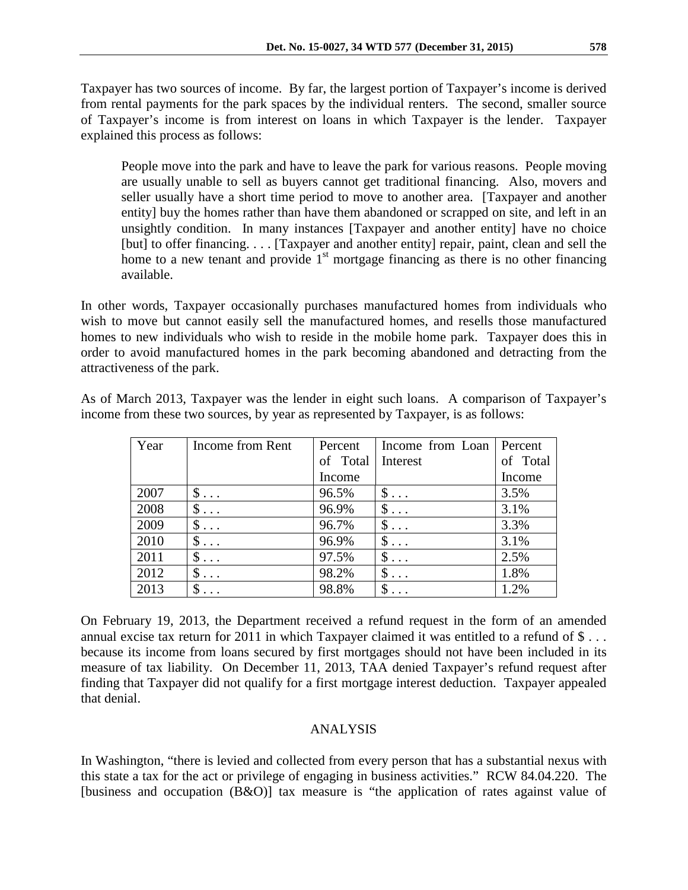Taxpayer has two sources of income. By far, the largest portion of Taxpayer's income is derived from rental payments for the park spaces by the individual renters. The second, smaller source of Taxpayer's income is from interest on loans in which Taxpayer is the lender. Taxpayer explained this process as follows:

> People move into the park and have to leave the park for various reasons. People moving are usually unable to sell as buyers cannot get traditional financing. Also, movers and seller usually have a short time period to move to another area. [Taxpayer and another entity] buy the homes rather than have them abandoned or scrapped on site, and left in an unsightly condition. In many instances [Taxpayer and another entity] have no choice [but] to offer financing. . . . [Taxpayer and another entity] repair, paint, clean and sell the home to a new tenant and provide 1st mortgage financing as there is no other financing available.

In other words, Taxpayer occasionally purchases manufactured homes from individuals who wish to move but cannot easily sell the manufactured homes, and resells those manufactured homes to new individuals who wish to reside in the mobile home park. Taxpayer does this in order to avoid manufactured homes in the park becoming abandoned and detracting from the attractiveness of the park.

As of March 2013, Taxpayer was the lender in eight such loans. A comparison of Taxpayer's income from these two sources, by year as represented by Taxpayer, is as follows:

| Year | Income from Rent | Percent of Total Income | Income from Loan Interest | Percent of Total Income |
|---|---|---|---|---|
| 2007 | $ . . . | 96.5% | $ . . . | 3.5% |
| 2008 | $ . . . | 96.9% | $ . . . | 3.1% |
| 2009 | $ . . . | 96.7% | $ . . . | 3.3% |
| 2010 | $ . . . | 96.9% | $ . . . | 3.1% |
| 2011 | $ . . . | 97.5% | $ . . . | 2.5% |
| 2012 | $ . . . | 98.2% | $ . . . | 1.8% |
| 2013 | $ . . . | 98.8% | $ . . . | 1.2% |

On February 19, 2013, the Department received a refund request in the form of an amended annual excise tax return for 2011 in which Taxpayer claimed it was entitled to a refund of $ . . . because its income from loans secured by first mortgages should not have been included in its measure of tax liability. On December 11, 2013, TAA denied Taxpayer's refund request after finding that Taxpayer did not qualify for a first mortgage interest deduction. Taxpayer appealed that denial.

## ANALYSIS

In Washington, "there is levied and collected from every person that has a substantial nexus with this state a tax for the act or privilege of engaging in business activities." RCW 84.04.220. The [business and occupation (B&O)] tax measure is "the application of rates against value of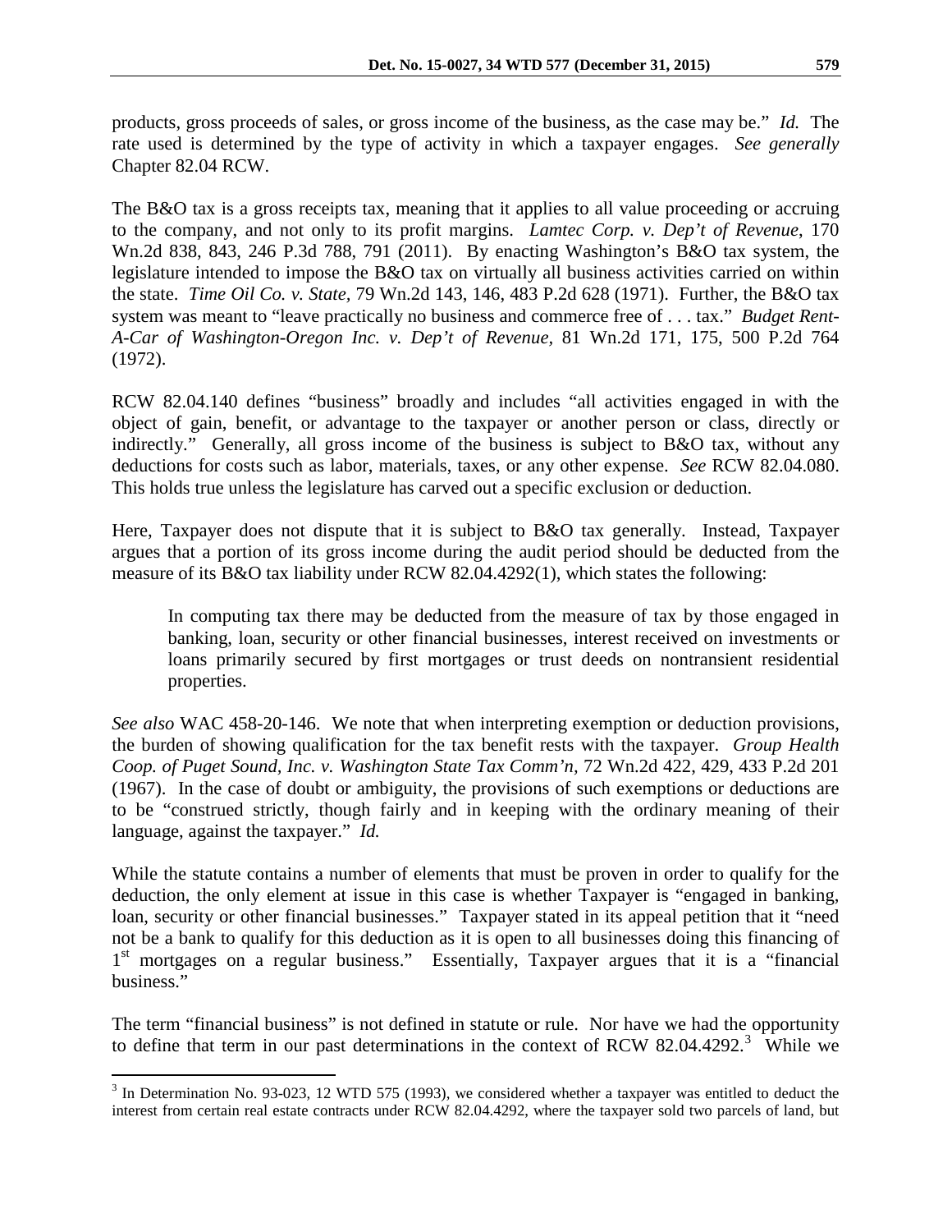products, gross proceeds of sales, or gross income of the business, as the case may be." *Id.* The rate used is determined by the type of activity in which a taxpayer engages. *See generally* Chapter 82.04 RCW.

The B&O tax is a gross receipts tax, meaning that it applies to all value proceeding or accruing to the company, and not only to its profit margins. *Lamtec Corp. v. Dep't of Revenue*, 170 Wn.2d 838, 843, 246 P.3d 788, 791 (2011). By enacting Washington's B&O tax system, the legislature intended to impose the B&O tax on virtually all business activities carried on within the state. *Time Oil Co. v. State*, 79 Wn.2d 143, 146, 483 P.2d 628 (1971). Further, the B&O tax system was meant to "leave practically no business and commerce free of . . . tax." *Budget Rent-A-Car of Washington-Oregon Inc. v. Dep't of Revenue,* 81 Wn.2d 171, 175, 500 P.2d 764 (1972).

RCW 82.04.140 defines "business" broadly and includes "all activities engaged in with the object of gain, benefit, or advantage to the taxpayer or another person or class, directly or indirectly." Generally, all gross income of the business is subject to B&O tax, without any deductions for costs such as labor, materials, taxes, or any other expense. *See* RCW 82.04.080. This holds true unless the legislature has carved out a specific exclusion or deduction.

Here, Taxpayer does not dispute that it is subject to B&O tax generally. Instead, Taxpayer argues that a portion of its gross income during the audit period should be deducted from the measure of its B&O tax liability under RCW 82.04.4292(1), which states the following:

> In computing tax there may be deducted from the measure of tax by those engaged in banking, loan, security or other financial businesses, interest received on investments or loans primarily secured by first mortgages or trust deeds on nontransient residential properties.

*See also* WAC 458-20-146. We note that when interpreting exemption or deduction provisions, the burden of showing qualification for the tax benefit rests with the taxpayer. *Group Health Coop. of Puget Sound, Inc. v. Washington State Tax Comm'n*, 72 Wn.2d 422, 429, 433 P.2d 201 (1967). In the case of doubt or ambiguity, the provisions of such exemptions or deductions are to be "construed strictly, though fairly and in keeping with the ordinary meaning of their language, against the taxpayer." *Id.*

While the statute contains a number of elements that must be proven in order to qualify for the deduction, the only element at issue in this case is whether Taxpayer is "engaged in banking, loan, security or other financial businesses." Taxpayer stated in its appeal petition that it "need not be a bank to qualify for this deduction as it is open to all businesses doing this financing of 1st mortgages on a regular business." Essentially, Taxpayer argues that it is a "financial business."

The term "financial business" is not defined in statute or rule. Nor have we had the opportunity to define that term in our past determinations in the context of RCW 82.04.4292.[3] While we

[3] In Determination No. 93-023, 12 WTD 575 (1993), we considered whether a taxpayer was entitled to deduct the interest from certain real estate contracts under RCW 82.04.4292, where the taxpayer sold two parcels of land, but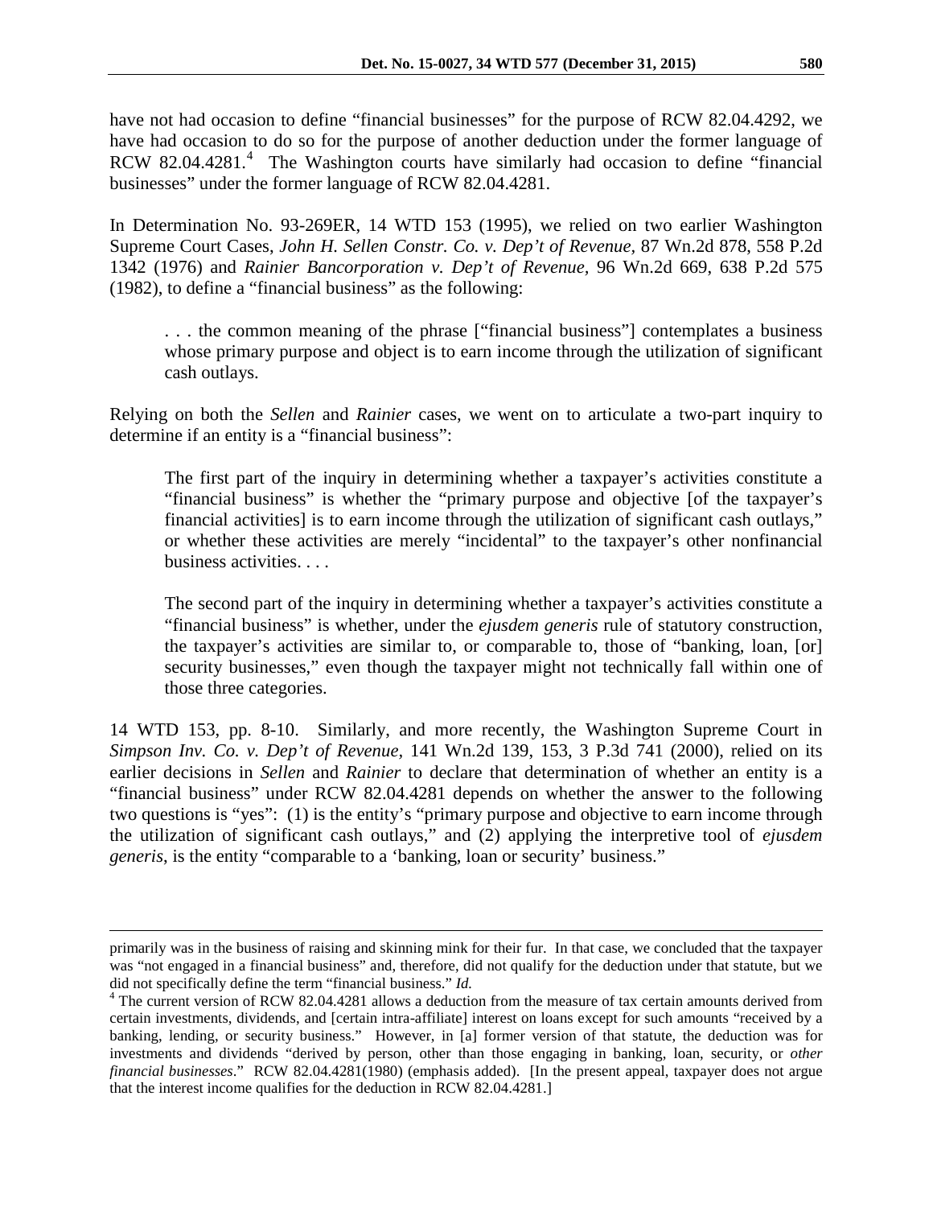have not had occasion to define "financial businesses" for the purpose of RCW 82.04.4292, we have had occasion to do so for the purpose of another deduction under the former language of RCW 82.04.4281.[4] The Washington courts have similarly had occasion to define "financial businesses" under the former language of RCW 82.04.4281.

In Determination No. 93-269ER, 14 WTD 153 (1995), we relied on two earlier Washington Supreme Court Cases, *John H. Sellen Constr. Co. v. Dep't of Revenue*, 87 Wn.2d 878, 558 P.2d 1342 (1976) and *Rainier Bancorporation v. Dep't of Revenue*, 96 Wn.2d 669, 638 P.2d 575 (1982), to define a "financial business" as the following:

> . . . the common meaning of the phrase ["financial business"] contemplates a business whose primary purpose and object is to earn income through the utilization of significant cash outlays.

Relying on both the *Sellen* and *Rainier* cases, we went on to articulate a two-part inquiry to determine if an entity is a "financial business":

> The first part of the inquiry in determining whether a taxpayer's activities constitute a "financial business" is whether the "primary purpose and objective [of the taxpayer's financial activities] is to earn income through the utilization of significant cash outlays," or whether these activities are merely "incidental" to the taxpayer's other nonfinancial business activities. . . .
>
> The second part of the inquiry in determining whether a taxpayer's activities constitute a "financial business" is whether, under the *ejusdem generis* rule of statutory construction, the taxpayer's activities are similar to, or comparable to, those of "banking, loan, [or] security businesses," even though the taxpayer might not technically fall within one of those three categories.

14 WTD 153, pp. 8-10. Similarly, and more recently, the Washington Supreme Court in *Simpson Inv. Co. v. Dep't of Revenue*, 141 Wn.2d 139, 153, 3 P.3d 741 (2000), relied on its earlier decisions in *Sellen* and *Rainier* to declare that determination of whether an entity is a "financial business" under RCW 82.04.4281 depends on whether the answer to the following two questions is "yes": (1) is the entity's "primary purpose and objective to earn income through the utilization of significant cash outlays," and (2) applying the interpretive tool of *ejusdem generis*, is the entity "comparable to a 'banking, loan or security' business."

---

primarily was in the business of raising and skinning mink for their fur. In that case, we concluded that the taxpayer was "not engaged in a financial business" and, therefore, did not qualify for the deduction under that statute, but we did not specifically define the term "financial business." *Id.*

[4] The current version of RCW 82.04.4281 allows a deduction from the measure of tax certain amounts derived from certain investments, dividends, and [certain intra-affiliate] interest on loans except for such amounts "received by a banking, lending, or security business." However, in [a] former version of that statute, the deduction was for investments and dividends "derived by person, other than those engaging in banking, loan, security, or *other financial businesses*." RCW 82.04.4281(1980) (emphasis added). [In the present appeal, taxpayer does not argue that the interest income qualifies for the deduction in RCW 82.04.4281.]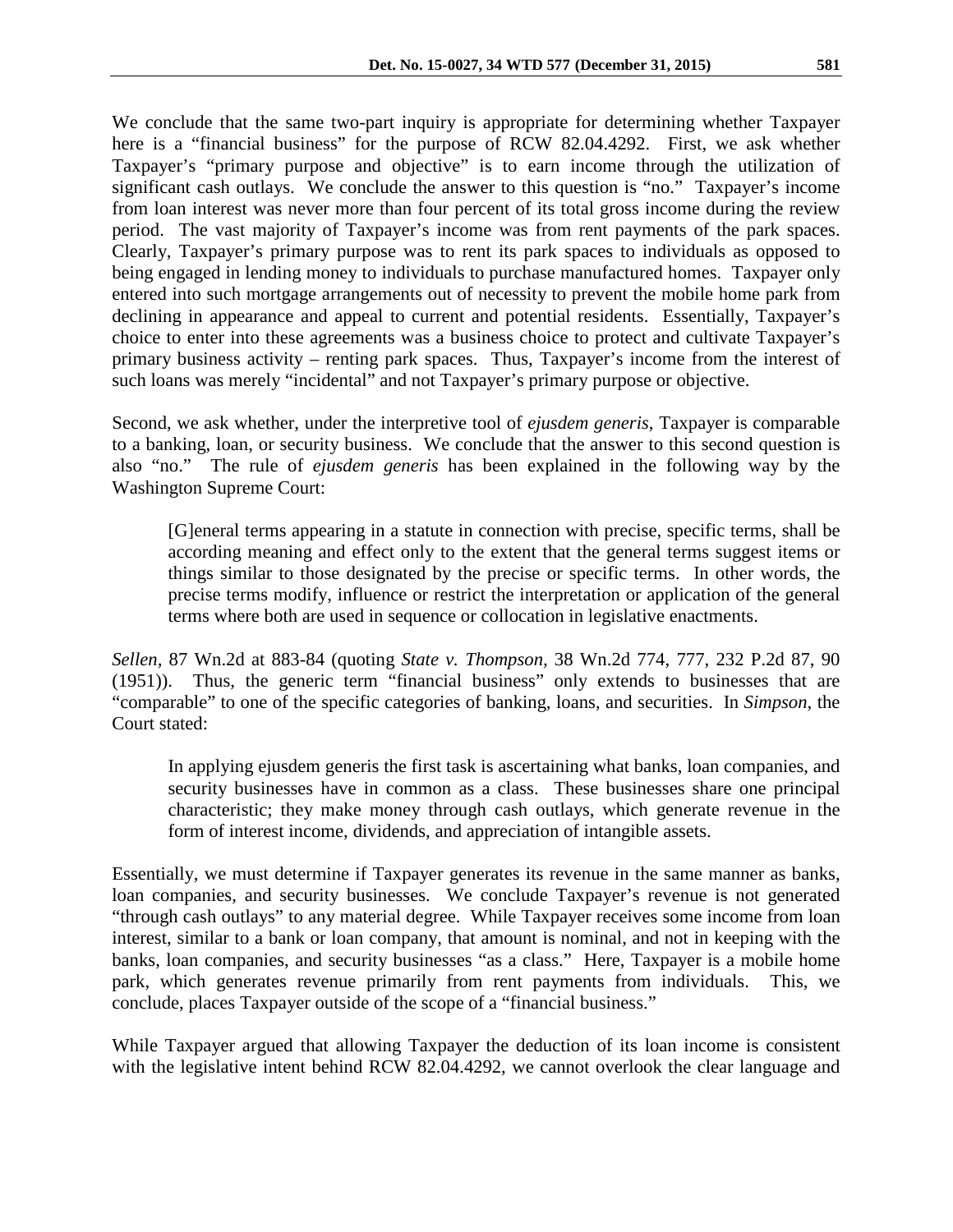We conclude that the same two-part inquiry is appropriate for determining whether Taxpayer here is a "financial business" for the purpose of RCW 82.04.4292. First, we ask whether Taxpayer's "primary purpose and objective" is to earn income through the utilization of significant cash outlays. We conclude the answer to this question is "no." Taxpayer's income from loan interest was never more than four percent of its total gross income during the review period. The vast majority of Taxpayer's income was from rent payments of the park spaces. Clearly, Taxpayer's primary purpose was to rent its park spaces to individuals as opposed to being engaged in lending money to individuals to purchase manufactured homes. Taxpayer only entered into such mortgage arrangements out of necessity to prevent the mobile home park from declining in appearance and appeal to current and potential residents. Essentially, Taxpayer's choice to enter into these agreements was a business choice to protect and cultivate Taxpayer's primary business activity – renting park spaces. Thus, Taxpayer's income from the interest of such loans was merely "incidental" and not Taxpayer's primary purpose or objective.

Second, we ask whether, under the interpretive tool of *ejusdem generis*, Taxpayer is comparable to a banking, loan, or security business. We conclude that the answer to this second question is also "no." The rule of *ejusdem generis* has been explained in the following way by the Washington Supreme Court:

> [G]eneral terms appearing in a statute in connection with precise, specific terms, shall be according meaning and effect only to the extent that the general terms suggest items or things similar to those designated by the precise or specific terms. In other words, the precise terms modify, influence or restrict the interpretation or application of the general terms where both are used in sequence or collocation in legislative enactments.

*Sellen*, 87 Wn.2d at 883-84 (quoting *State v. Thompson*, 38 Wn.2d 774, 777, 232 P.2d 87, 90 (1951)). Thus, the generic term "financial business" only extends to businesses that are "comparable" to one of the specific categories of banking, loans, and securities. In *Simpson*, the Court stated:

> In applying ejusdem generis the first task is ascertaining what banks, loan companies, and security businesses have in common as a class. These businesses share one principal characteristic; they make money through cash outlays, which generate revenue in the form of interest income, dividends, and appreciation of intangible assets.

Essentially, we must determine if Taxpayer generates its revenue in the same manner as banks, loan companies, and security businesses. We conclude Taxpayer's revenue is not generated "through cash outlays" to any material degree. While Taxpayer receives some income from loan interest, similar to a bank or loan company, that amount is nominal, and not in keeping with the banks, loan companies, and security businesses "as a class." Here, Taxpayer is a mobile home park, which generates revenue primarily from rent payments from individuals. This, we conclude, places Taxpayer outside of the scope of a "financial business."

While Taxpayer argued that allowing Taxpayer the deduction of its loan income is consistent with the legislative intent behind RCW 82.04.4292, we cannot overlook the clear language and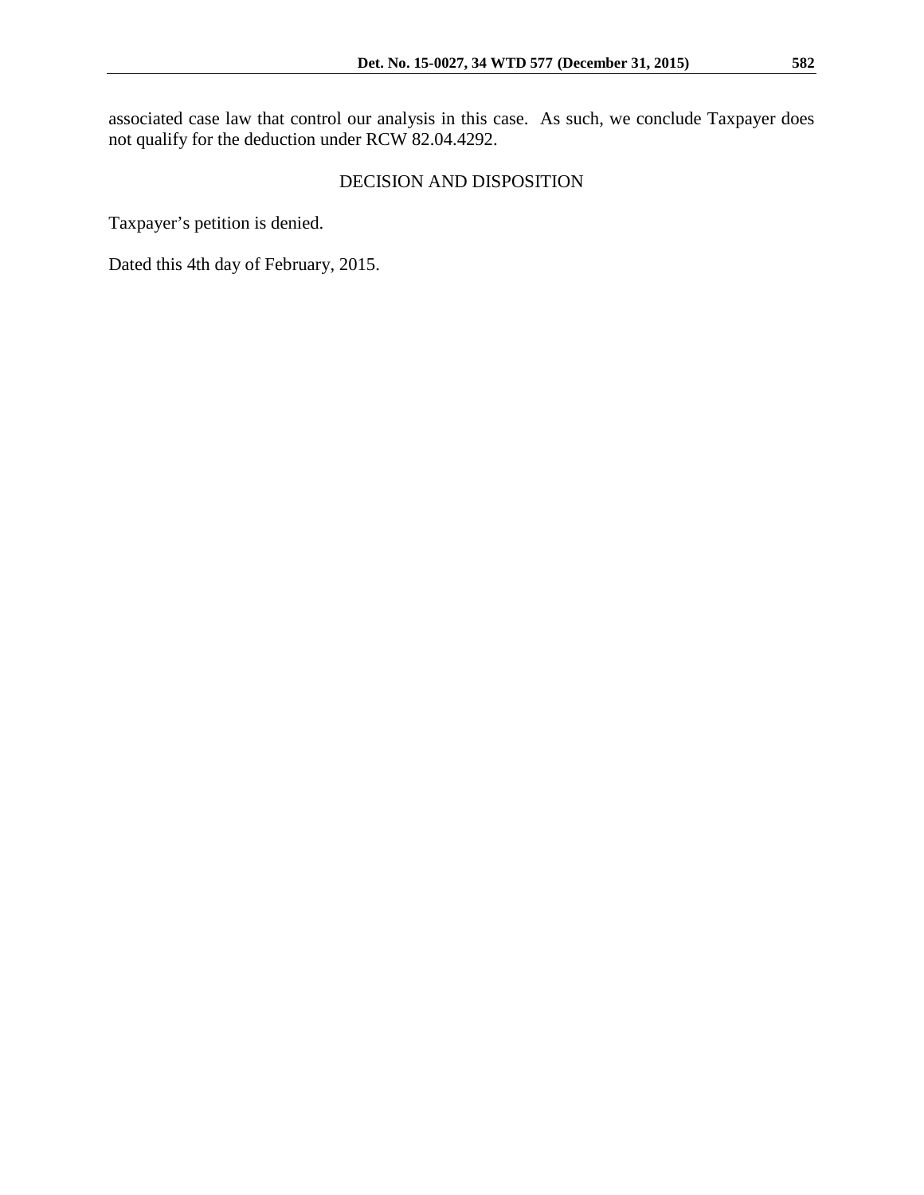associated case law that control our analysis in this case. As such, we conclude Taxpayer does not qualify for the deduction under RCW 82.04.4292.

## DECISION AND DISPOSITION

Taxpayer's petition is denied.

Dated this 4th day of February, 2015.